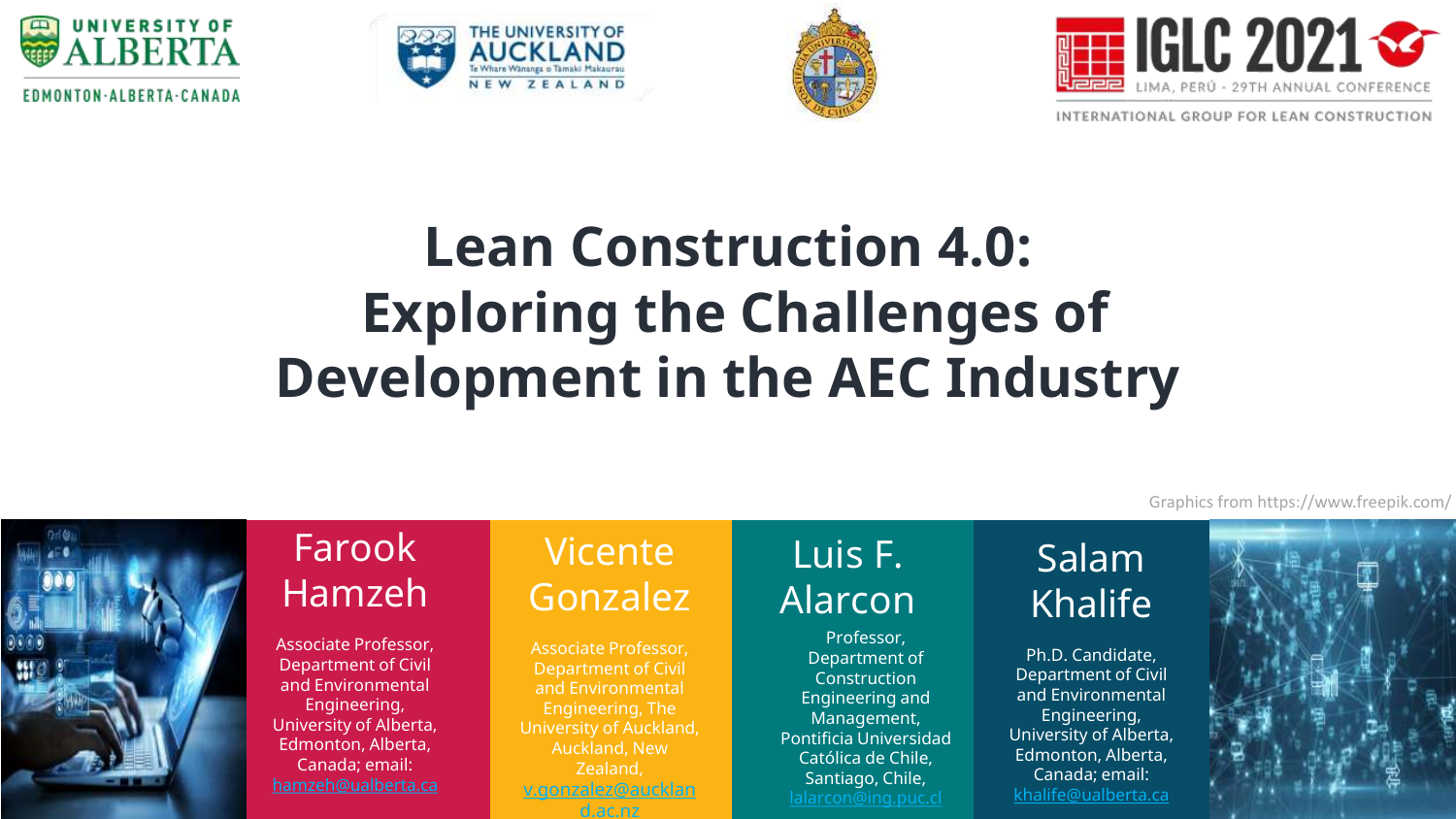# Lean Construction 4.0: Exploring the Challenges of Development in the AEC Industry

Graphics from https://www.freepik.com/

**Farook Hamzeh**

Associate Professor, Department of Civil and Environmental Engineering, University of Alberta, Edmonton, Alberta, Canada; email: hamzeh@ualberta.ca

**Vicente Gonzalez**

Associate Professor, Department of Civil and Environmental Engineering, The University of Auckland, Auckland, New Zealand, v.gonzalez@auckland.ac.nz

**Luis F. Alarcon**

Professor, Department of Construction Engineering and Management, Pontificia Universidad Católica de Chile, Santiago, Chile, lalarcon@ing.puc.cl

**Salam Khalife**

Ph.D. Candidate, Department of Civil and Environmental Engineering, University of Alberta, Edmonton, Alberta, Canada; email: khalife@ualberta.ca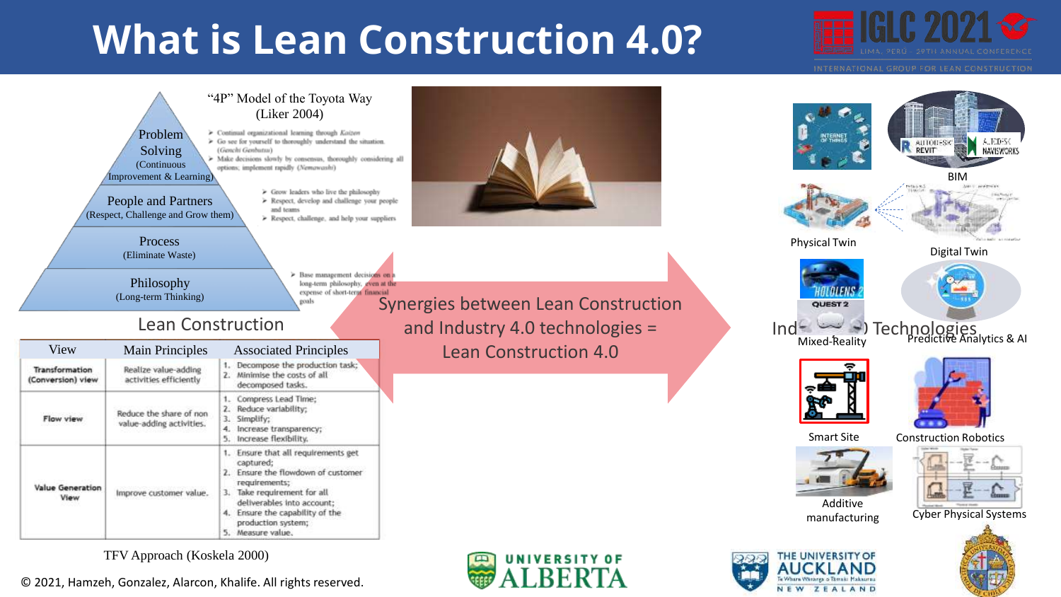# What is Lean Construction 4.0?

"4P" Model of the Toyota Way (Liker 2004)

- **Problem Solving** (Continuous Improvement & Learning)
  - Continual organizational learning through *Kaizen*
  - Go see for yourself to thoroughly understand the situation (*Genchi Genbutsu*)
  - Make decisions slowly by consensus, thoroughly considering all options; implement rapidly (*Nemawashi*)
- **People and Partners** (Respect, Challenge and Grow them)
  - Grow leaders who live the philosophy
  - Respect, develop and challenge your people and teams
  - Respect, challenge, and help your suppliers
- **Process** (Eliminate Waste)
- **Philosophy** (Long-term Thinking)
  - Base management decisions on a long-term philosophy, even at the expense of short-term financial goals

## Lean Construction

| View | Main Principles | Associated Principles |
|---|---|---|
| Transformation (Conversion) view | Realize value-adding activities efficiently | 1. Decompose the production task; 2. Minimise the costs of all decomposed tasks. |
| Flow view | Reduce the share of non value-adding activities. | 1. Compress Lead Time; 2. Reduce variability; 3. Simplify; 4. Increase transparency; 5. Increase flexibility. |
| Value Generation View | Improve customer value. | 1. Ensure that all requirements get captured; 2. Ensure the flowdown of customer requirements; 3. Take requirement for all deliverables into account; 4. Ensure the capability of the production system; 5. Measure value. |

TFV Approach (Koskela 2000)

Synergies between Lean Construction and Industry 4.0 technologies = Lean Construction 4.0

## Industry 4.0 Technologies

- Internet of Things
- BIM (Autodesk Revit, Autodesk Navisworks)
- Physical Twin
- Digital Twin
- Mixed-Reality
- Predictive Analytics & AI
- Smart Site
- Construction Robotics
- Additive manufacturing
- Cyber Physical Systems

© 2021, Hamzeh, Gonzalez, Alarcon, Khalife. All rights reserved.

University of Alberta | The University of Auckland, New Zealand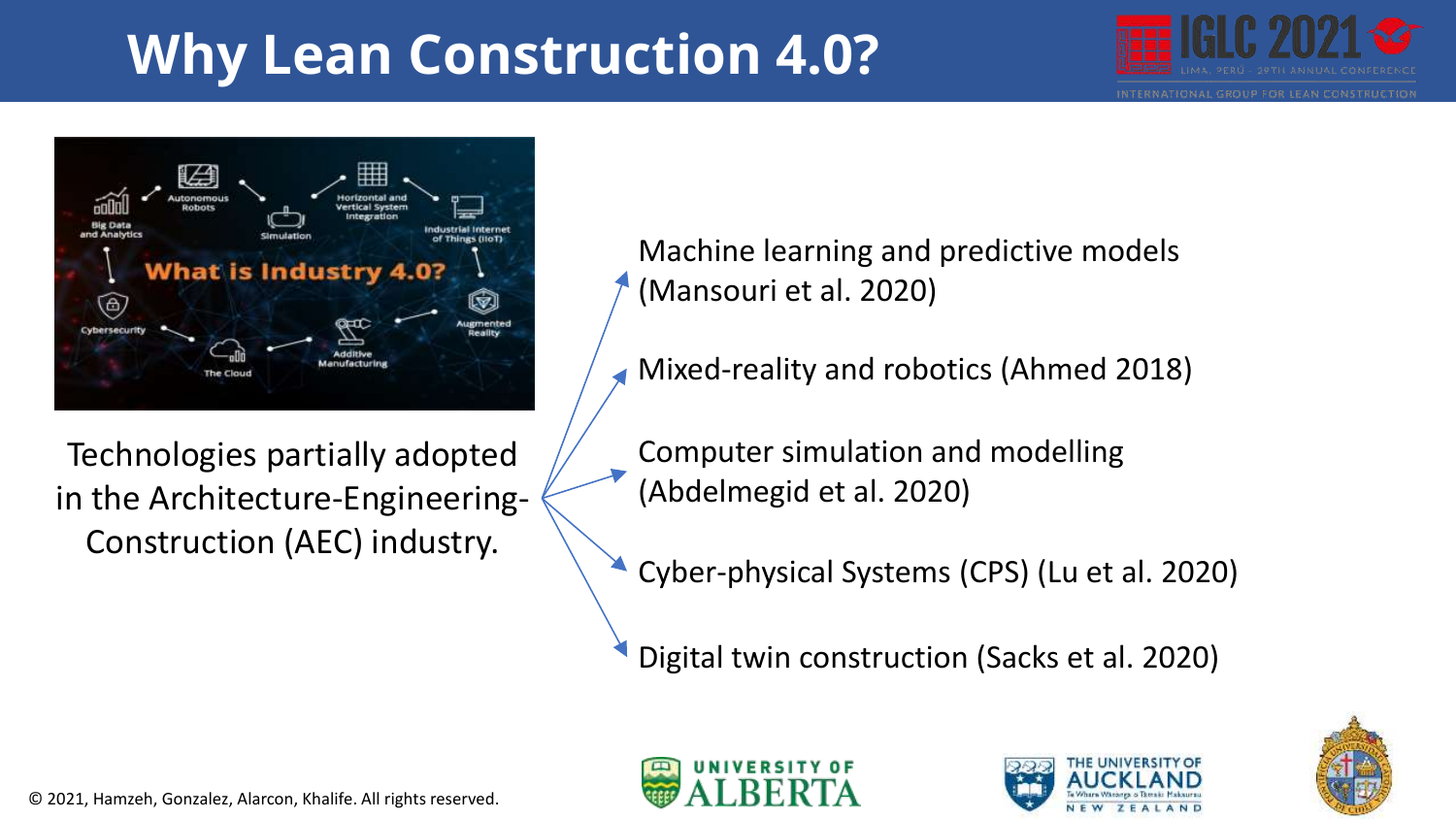# Why Lean Construction 4.0?

Technologies partially adopted in the Architecture-Engineering-Construction (AEC) industry.

- Machine learning and predictive models (Mansouri et al. 2020)
- Mixed-reality and robotics (Ahmed 2018)
- Computer simulation and modelling (Abdelmegid et al. 2020)
- Cyber-physical Systems (CPS) (Lu et al. 2020)
- Digital twin construction (Sacks et al. 2020)

© 2021, Hamzeh, Gonzalez, Alarcon, Khalife. All rights reserved.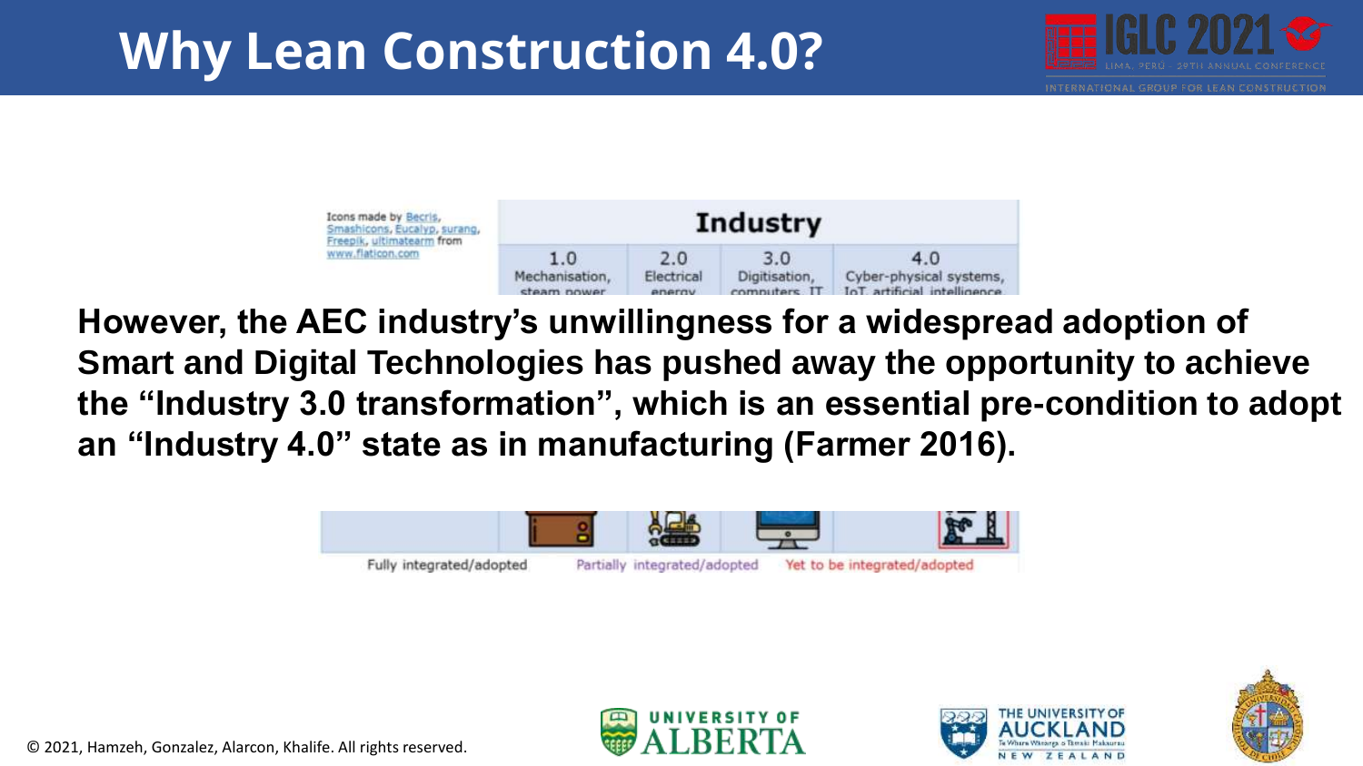# Why Lean Construction 4.0?

Icons made by Becris, Smashicons, Eucalyp, surang, Freepik, ultimatearm from www.flaticon.com

| Industry | | | |
|---|---|---|---|
| 1.0 Mechanisation, steam power | 2.0 Electrical energy | 3.0 Digitisation, computers, IT | 4.0 Cyber-physical systems, IoT, artificial intelligence |

**However, the AEC industry's unwillingness for a widespread adoption of Smart and Digital Technologies has pushed away the opportunity to achieve the "Industry 3.0 transformation", which is an essential pre-condition to adopt an "Industry 4.0" state as in manufacturing (Farmer 2016).**

Fully integrated/adopted | Partially integrated/adopted | Yet to be integrated/adopted

© 2021, Hamzeh, Gonzalez, Alarcon, Khalife. All rights reserved.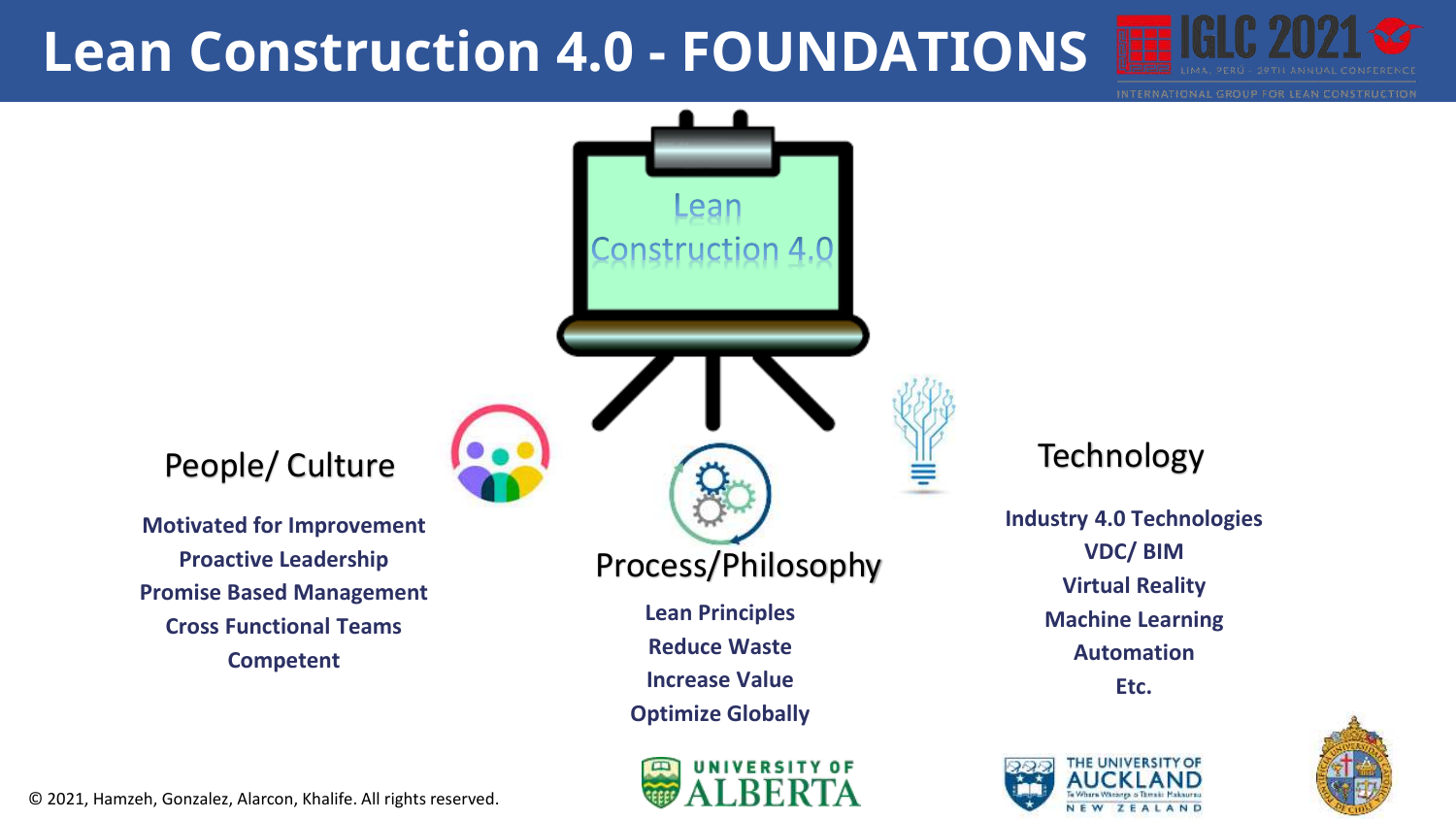# Lean Construction 4.0 - FOUNDATIONS

Lean Construction 4.0

## People/ Culture

**Motivated for Improvement**
**Proactive Leadership**
**Promise Based Management**
**Cross Functional Teams**
**Competent**

## Process/Philosophy

**Lean Principles**
**Reduce Waste**
**Increase Value**
**Optimize Globally**

## Technology

**Industry 4.0 Technologies**
**VDC/ BIM**
**Virtual Reality**
**Machine Learning**
**Automation**
**Etc.**

© 2021, Hamzeh, Gonzalez, Alarcon, Khalife. All rights reserved.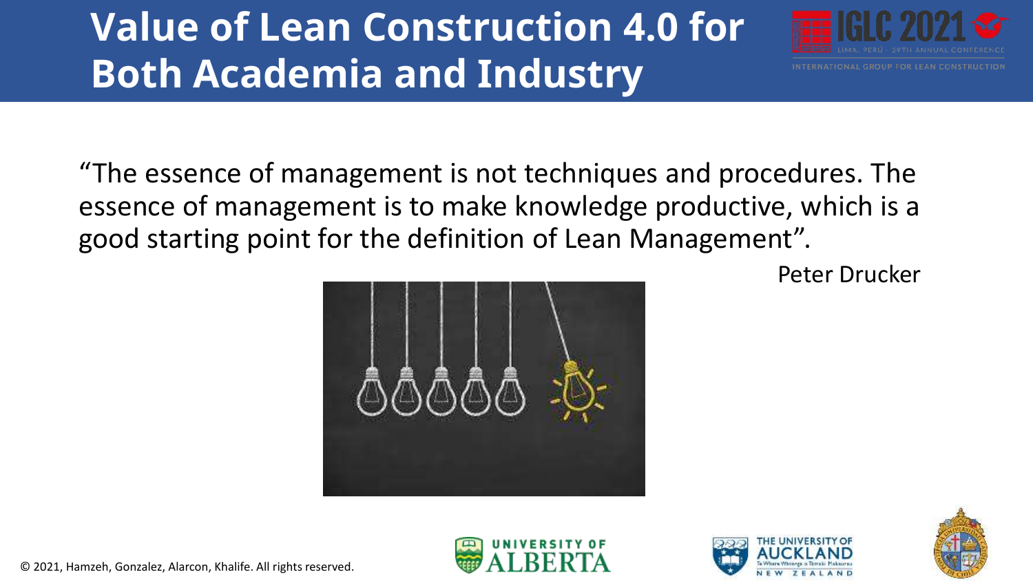# Value of Lean Construction 4.0 for Both Academia and Industry

"The essence of management is not techniques and procedures. The essence of management is to make knowledge productive, which is a good starting point for the definition of Lean Management".

Peter Drucker

© 2021, Hamzeh, Gonzalez, Alarcon, Khalife. All rights reserved.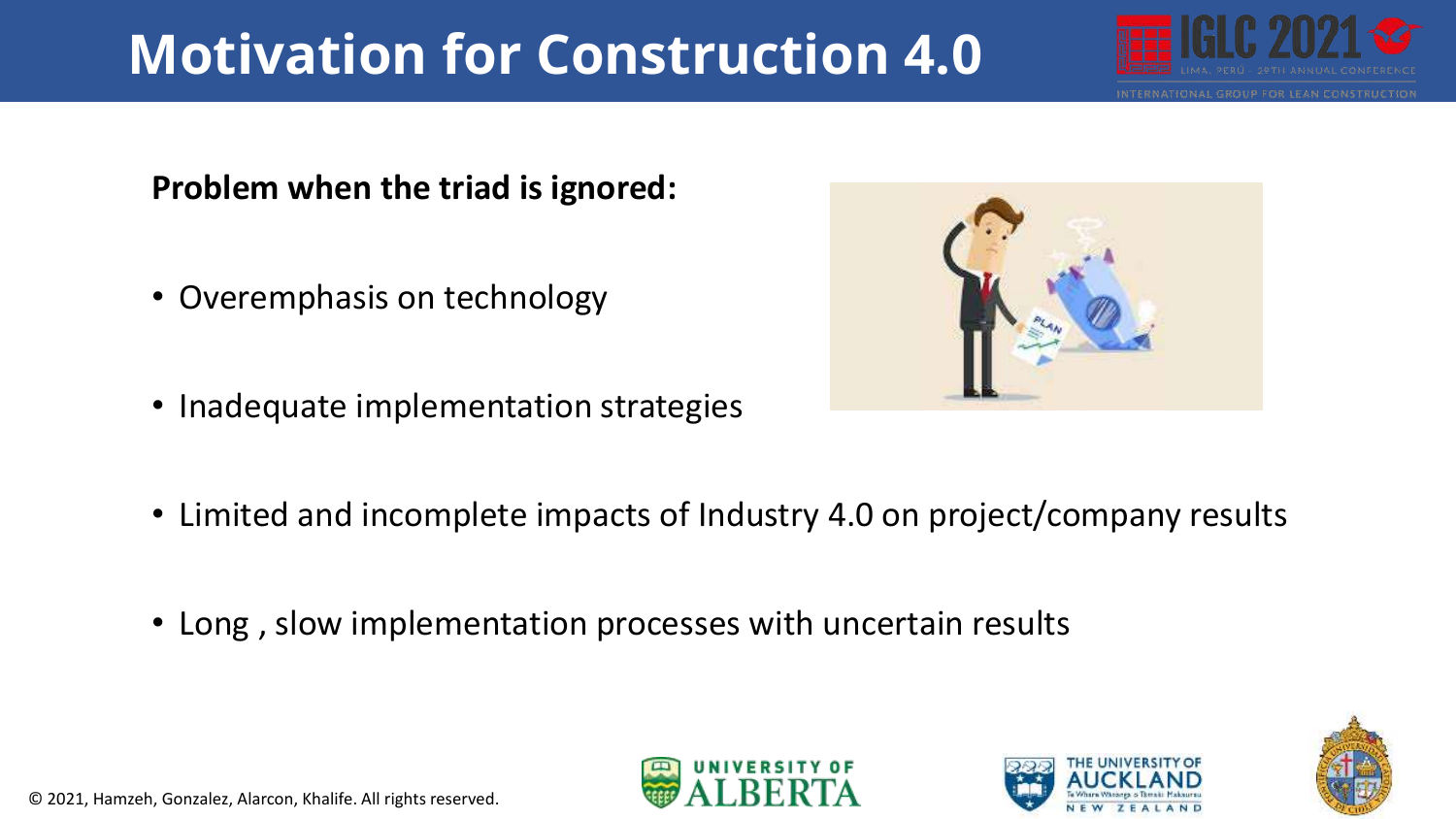# Motivation for Construction 4.0

**Problem when the triad is ignored:**

- Overemphasis on technology
- Inadequate implementation strategies
- Limited and incomplete impacts of Industry 4.0 on project/company results
- Long , slow implementation processes with uncertain results

© 2021, Hamzeh, Gonzalez, Alarcon, Khalife. All rights reserved.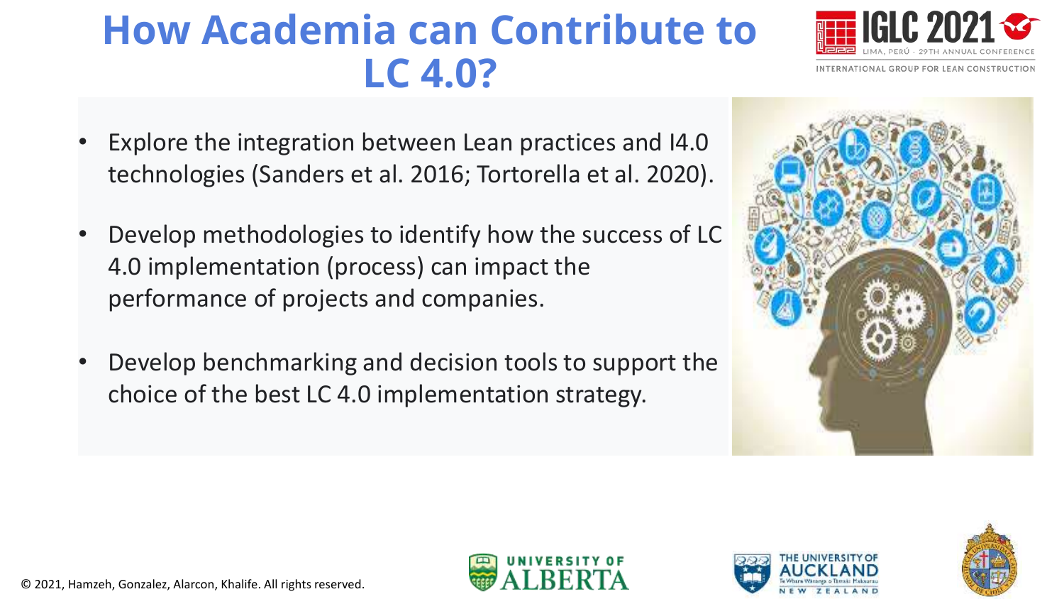# How Academia can Contribute to LC 4.0?

- Explore the integration between Lean practices and I4.0 technologies (Sanders et al. 2016; Tortorella et al. 2020).
- Develop methodologies to identify how the success of LC 4.0 implementation (process) can impact the performance of projects and companies.
- Develop benchmarking and decision tools to support the choice of the best LC 4.0 implementation strategy.

© 2021, Hamzeh, Gonzalez, Alarcon, Khalife. All rights reserved.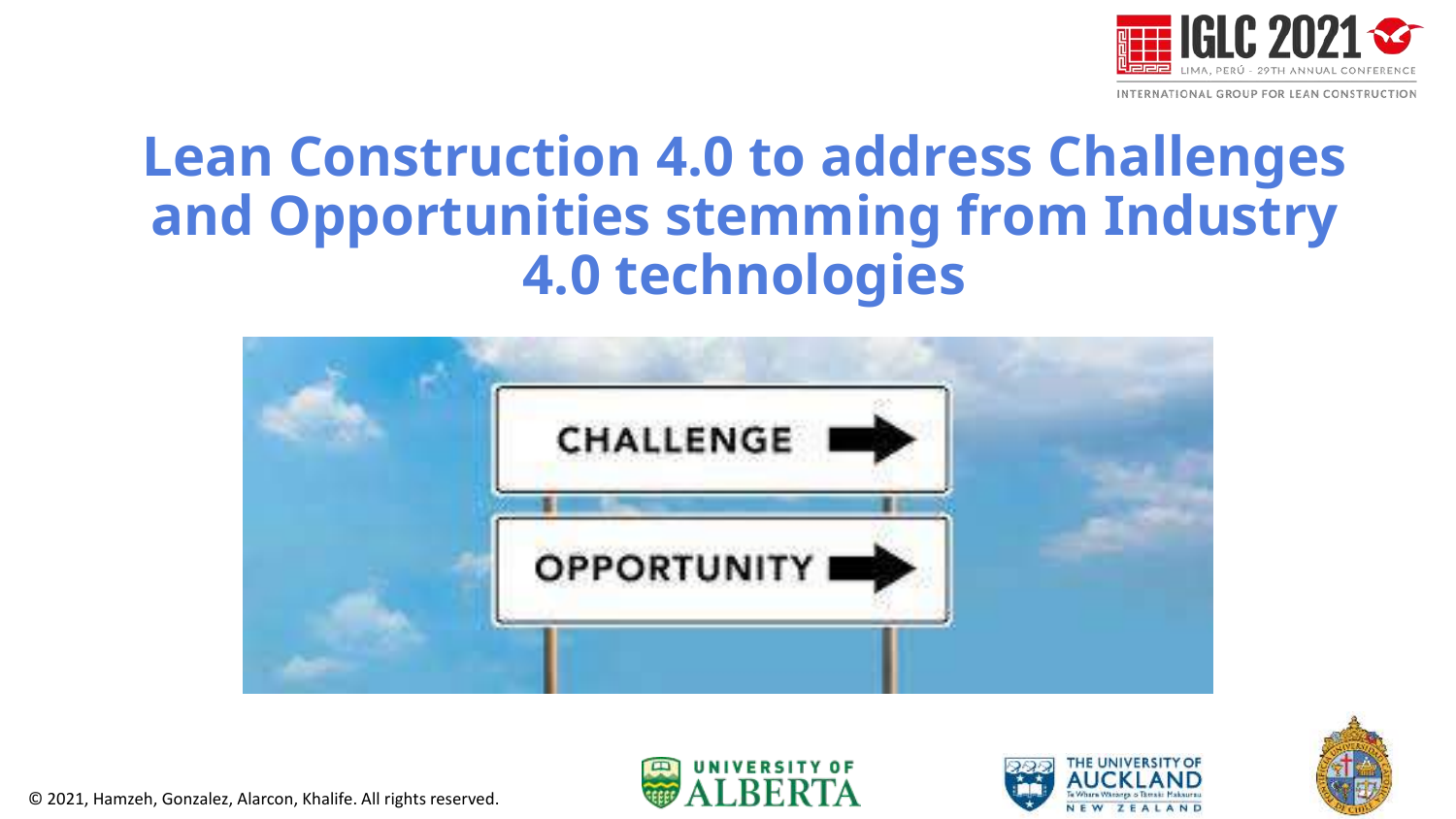# Lean Construction 4.0 to address Challenges and Opportunities stemming from Industry 4.0 technologies

© 2021, Hamzeh, Gonzalez, Alarcon, Khalife. All rights reserved.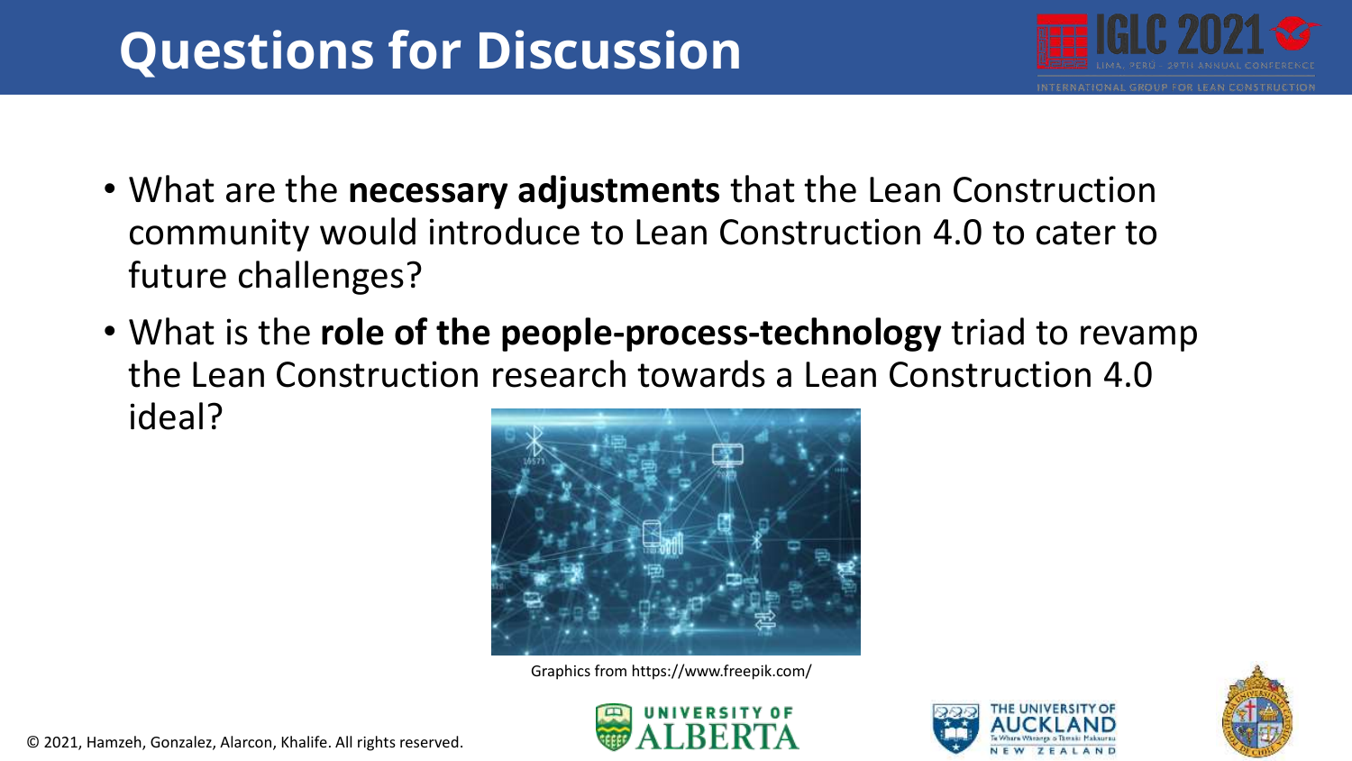# Questions for Discussion

- What are the **necessary adjustments** that the Lean Construction community would introduce to Lean Construction 4.0 to cater to future challenges?
- What is the **role of the people-process-technology** triad to revamp the Lean Construction research towards a Lean Construction 4.0 ideal?

Graphics from https://www.freepik.com/

© 2021, Hamzeh, Gonzalez, Alarcon, Khalife. All rights reserved.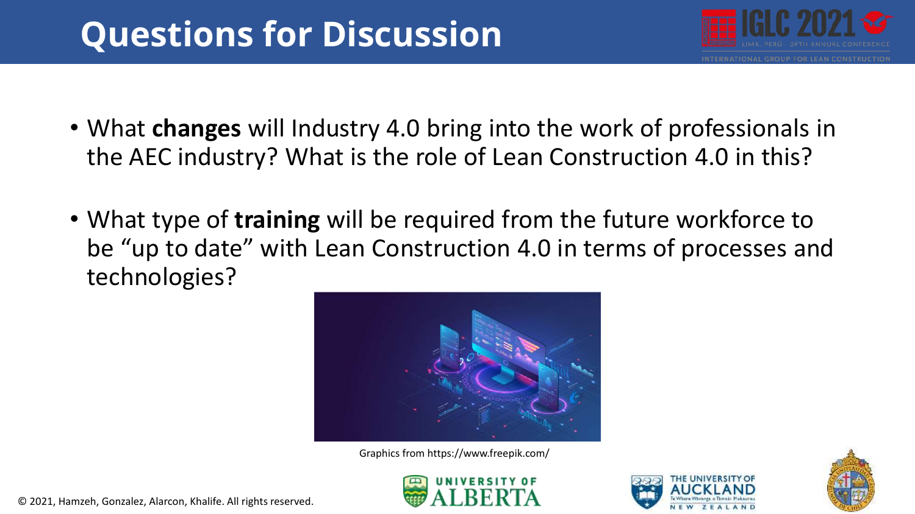# Questions for Discussion

- What **changes** will Industry 4.0 bring into the work of professionals in the AEC industry? What is the role of Lean Construction 4.0 in this?
- What type of **training** will be required from the future workforce to be "up to date" with Lean Construction 4.0 in terms of processes and technologies?

Graphics from https://www.freepik.com/

© 2021, Hamzeh, Gonzalez, Alarcon, Khalife. All rights reserved.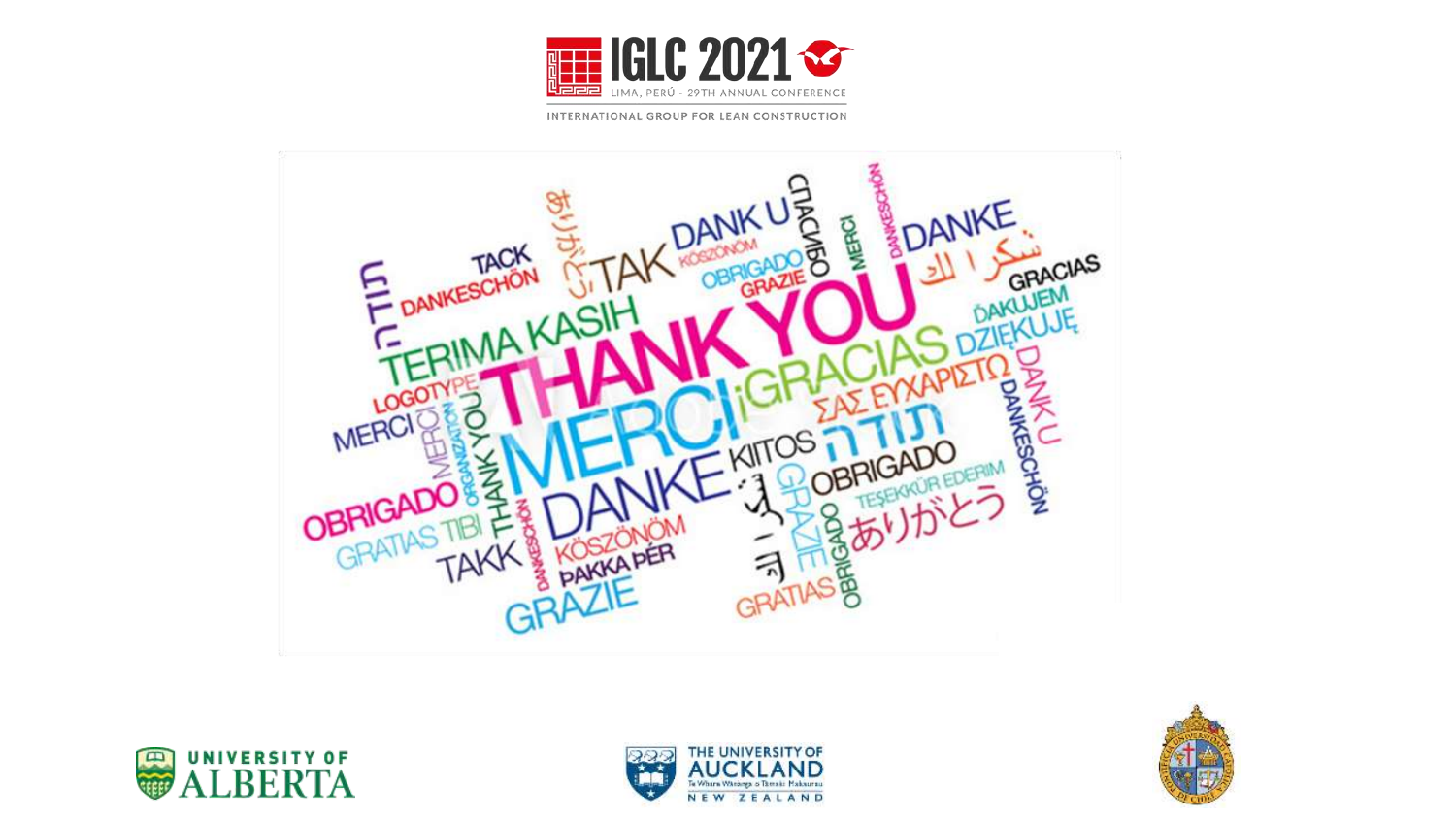IGLC 2021

LIMA, PERÚ - 29TH ANNUAL CONFERENCE

INTERNATIONAL GROUP FOR LEAN CONSTRUCTION

THANK YOU

MERCI ¡GRACIAS DANKE

UNIVERSITY OF ALBERTA

THE UNIVERSITY OF AUCKLAND

Te Whare Wānanga o Tāmaki Makaurau

NEW ZEALAND